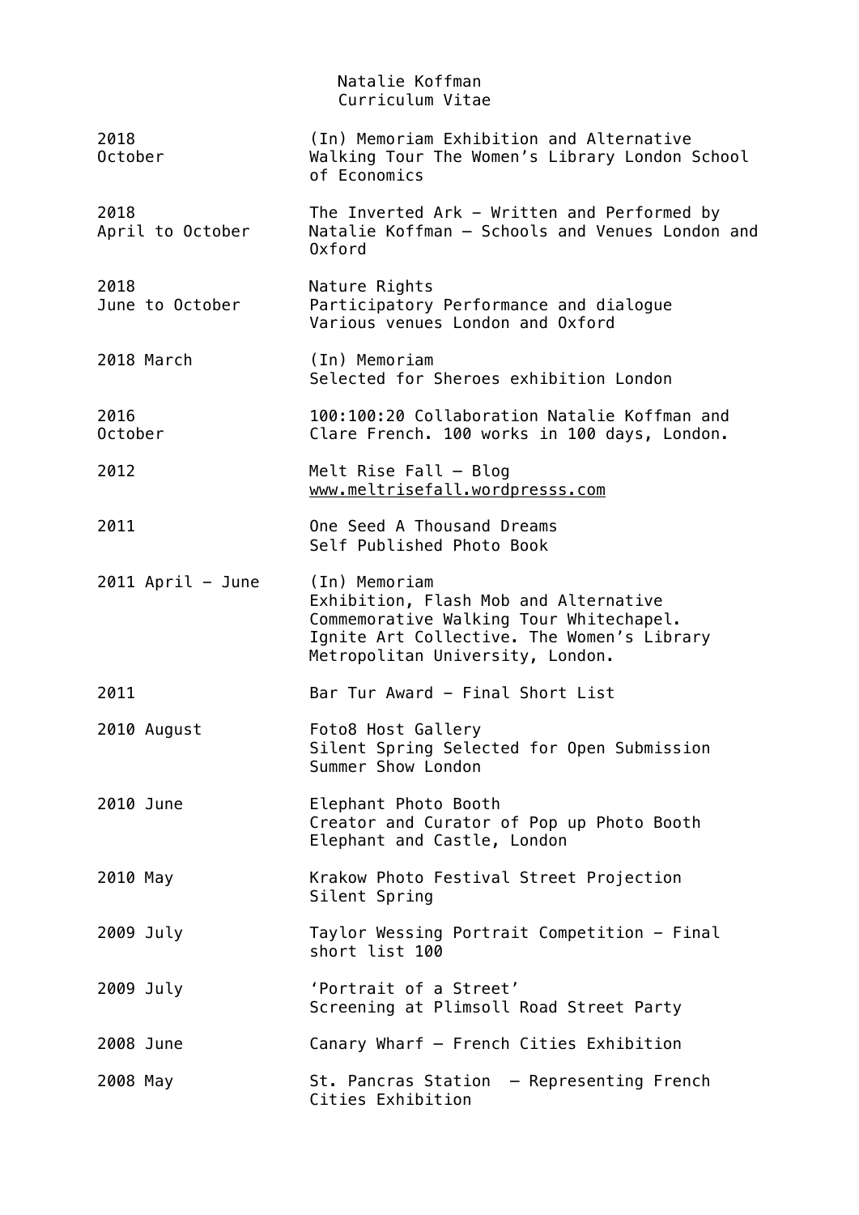# Natalie Koffman
## Curriculum Vitae

| | |
|---|---|
| 2018<br>October | (In) Memoriam Exhibition and Alternative Walking Tour The Women's Library London School of Economics |
| 2018<br>April to October | The Inverted Ark – Written and Performed by Natalie Koffman – Schools and Venues London and Oxford |
| 2018<br>June to October | Nature Rights<br>Participatory Performance and dialogue<br>Various venues London and Oxford |
| 2018 March | (In) Memoriam<br>Selected for Sheroes exhibition London |
| 2016<br>October | 100:100:20 Collaboration Natalie Koffman and Clare French. 100 works in 100 days, London. |
| 2012 | Melt Rise Fall – Blog<br>www.meltrisefall.wordpresss.com |
| 2011 | One Seed A Thousand Dreams<br>Self Published Photo Book |
| 2011 April – June | (In) Memoriam<br>Exhibition, Flash Mob and Alternative Commemorative Walking Tour Whitechapel. Ignite Art Collective. The Women's Library Metropolitan University, London. |
| 2011 | Bar Tur Award – Final Short List |
| 2010 August | Foto8 Host Gallery<br>Silent Spring Selected for Open Submission Summer Show London |
| 2010 June | Elephant Photo Booth<br>Creator and Curator of Pop up Photo Booth Elephant and Castle, London |
| 2010 May | Krakow Photo Festival Street Projection<br>Silent Spring |
| 2009 July | Taylor Wessing Portrait Competition – Final short list 100 |
| 2009 July | 'Portrait of a Street'<br>Screening at Plimsoll Road Street Party |
| 2008 June | Canary Wharf – French Cities Exhibition |
| 2008 May | St. Pancras Station – Representing French Cities Exhibition |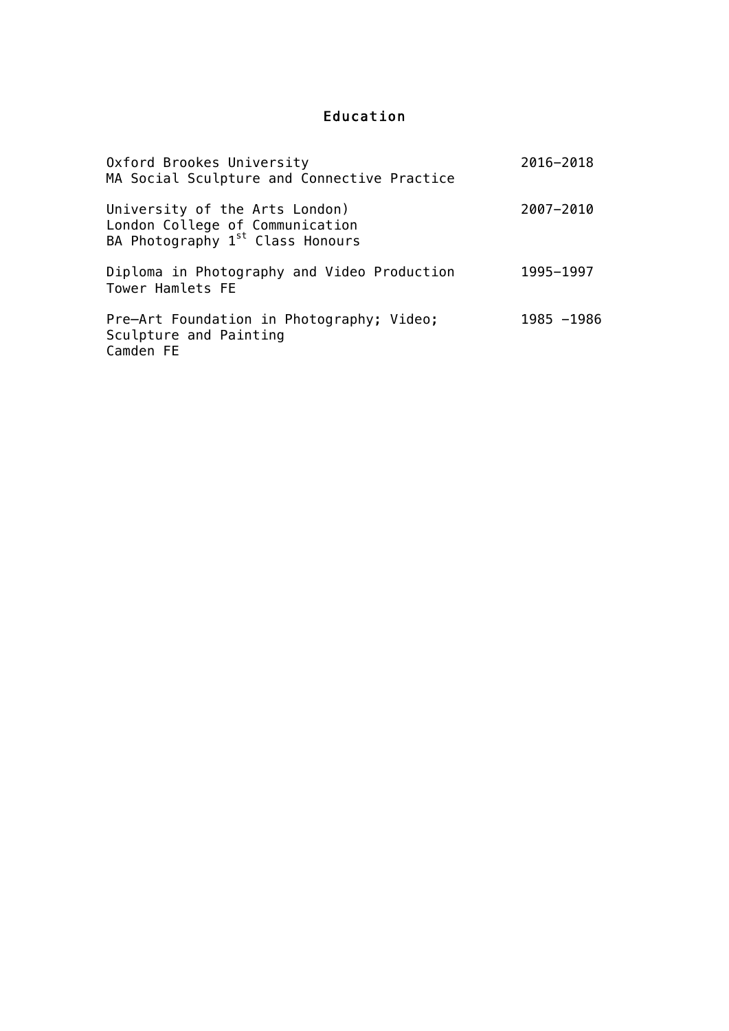## Education

Oxford Brookes University — 2016–2018
MA Social Sculpture and Connective Practice

University of the Arts London) — 2007–2010
London College of Communication
BA Photography 1st Class Honours

Diploma in Photography and Video Production — 1995–1997
Tower Hamlets FE

Pre–Art Foundation in Photography; Video; Sculpture and Painting — 1985 –1986
Camden FE